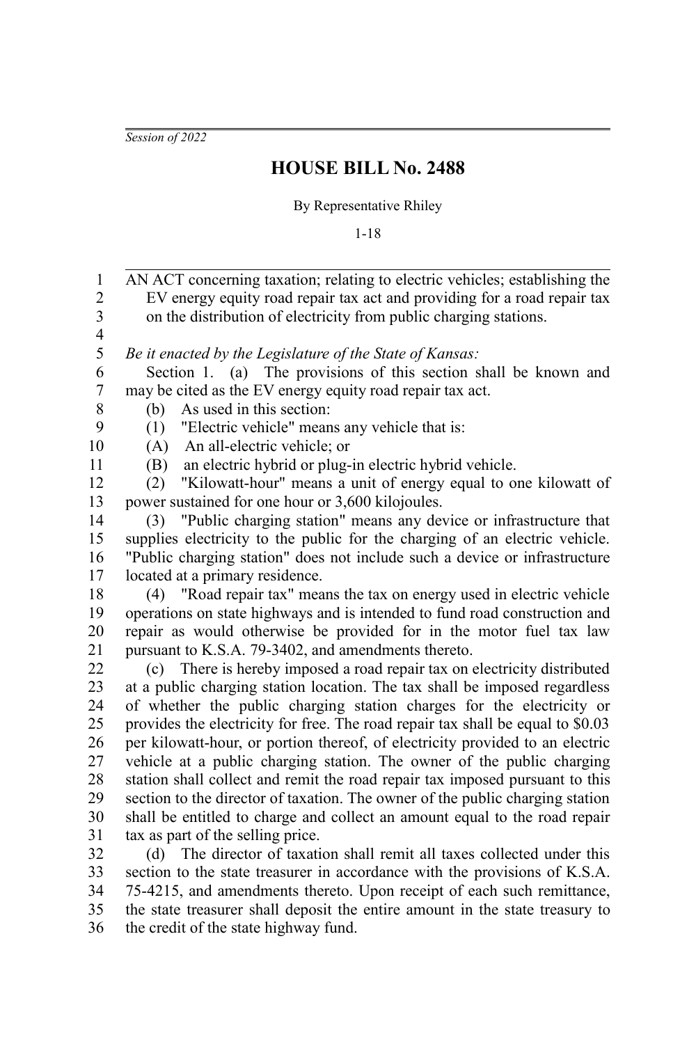*Session of 2022*

# HOUSE BILL No. 2488

By Representative Rhiley

1-18

AN ACT concerning taxation; relating to electric vehicles; establishing the EV energy equity road repair tax act and providing for a road repair tax on the distribution of electricity from public charging stations.

*Be it enacted by the Legislature of the State of Kansas:*

Section 1. (a) The provisions of this section shall be known and may be cited as the EV energy equity road repair tax act.

(b) As used in this section:

(1) "Electric vehicle" means any vehicle that is:

(A) An all-electric vehicle; or

(B) an electric hybrid or plug-in electric hybrid vehicle.

(2) "Kilowatt-hour" means a unit of energy equal to one kilowatt of power sustained for one hour or 3,600 kilojoules.

(3) "Public charging station" means any device or infrastructure that supplies electricity to the public for the charging of an electric vehicle. "Public charging station" does not include such a device or infrastructure located at a primary residence.

(4) "Road repair tax" means the tax on energy used in electric vehicle operations on state highways and is intended to fund road construction and repair as would otherwise be provided for in the motor fuel tax law pursuant to K.S.A. 79-3402, and amendments thereto.

(c) There is hereby imposed a road repair tax on electricity distributed at a public charging station location. The tax shall be imposed regardless of whether the public charging station charges for the electricity or provides the electricity for free. The road repair tax shall be equal to $0.03 per kilowatt-hour, or portion thereof, of electricity provided to an electric vehicle at a public charging station. The owner of the public charging station shall collect and remit the road repair tax imposed pursuant to this section to the director of taxation. The owner of the public charging station shall be entitled to charge and collect an amount equal to the road repair tax as part of the selling price.

(d) The director of taxation shall remit all taxes collected under this section to the state treasurer in accordance with the provisions of K.S.A. 75-4215, and amendments thereto. Upon receipt of each such remittance, the state treasurer shall deposit the entire amount in the state treasury to the credit of the state highway fund.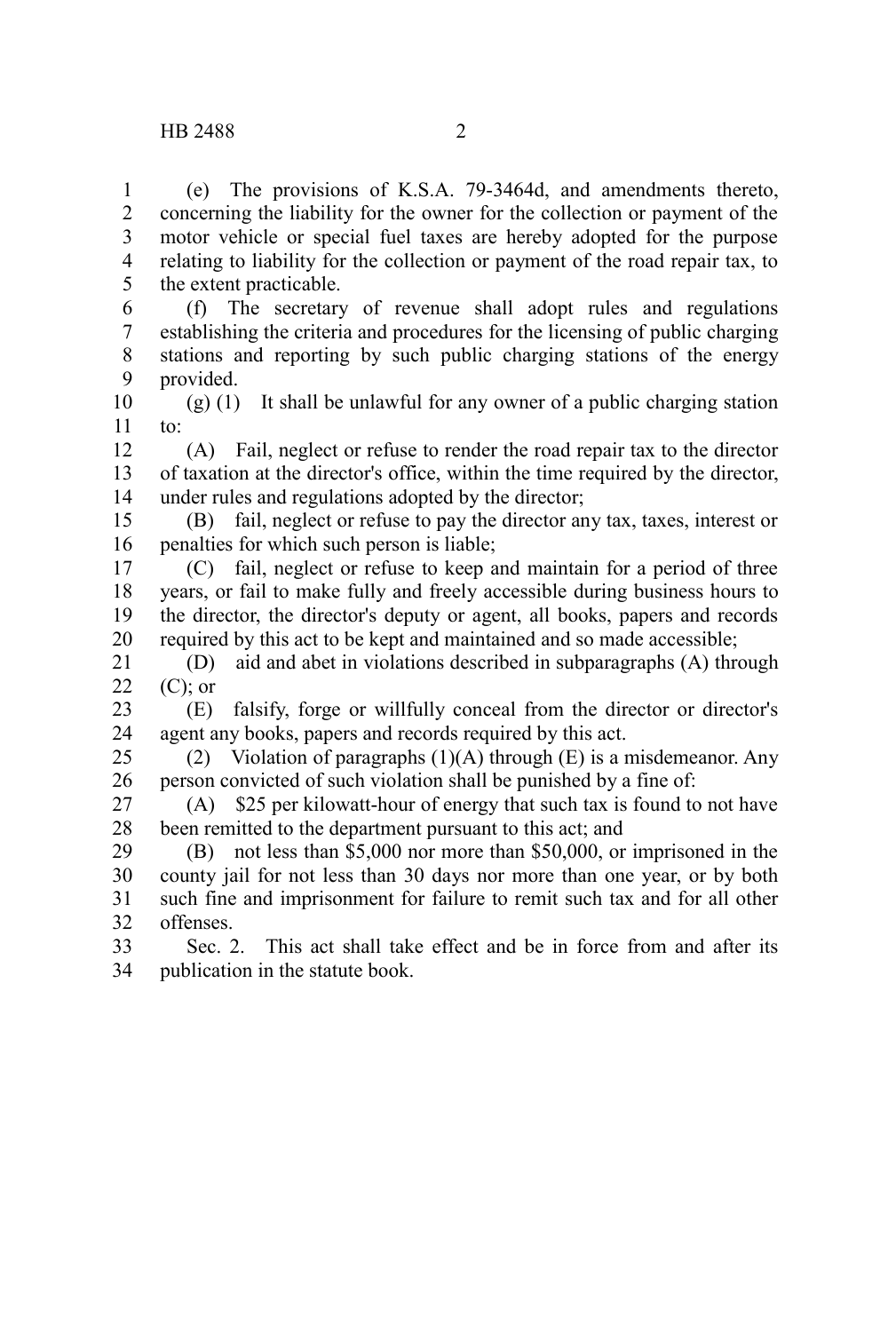(e) The provisions of K.S.A. 79-3464d, and amendments thereto, concerning the liability for the owner for the collection or payment of the motor vehicle or special fuel taxes are hereby adopted for the purpose relating to liability for the collection or payment of the road repair tax, to the extent practicable.

(f) The secretary of revenue shall adopt rules and regulations establishing the criteria and procedures for the licensing of public charging stations and reporting by such public charging stations of the energy provided.

(g) (1) It shall be unlawful for any owner of a public charging station to:

(A) Fail, neglect or refuse to render the road repair tax to the director of taxation at the director's office, within the time required by the director, under rules and regulations adopted by the director;

(B) fail, neglect or refuse to pay the director any tax, taxes, interest or penalties for which such person is liable;

(C) fail, neglect or refuse to keep and maintain for a period of three years, or fail to make fully and freely accessible during business hours to the director, the director's deputy or agent, all books, papers and records required by this act to be kept and maintained and so made accessible;

(D) aid and abet in violations described in subparagraphs (A) through (C); or

(E) falsify, forge or willfully conceal from the director or director's agent any books, papers and records required by this act.

(2) Violation of paragraphs (1)(A) through (E) is a misdemeanor. Any person convicted of such violation shall be punished by a fine of:

(A) $25 per kilowatt-hour of energy that such tax is found to not have been remitted to the department pursuant to this act; and

(B) not less than $5,000 nor more than $50,000, or imprisoned in the county jail for not less than 30 days nor more than one year, or by both such fine and imprisonment for failure to remit such tax and for all other offenses.

Sec. 2. This act shall take effect and be in force from and after its publication in the statute book.